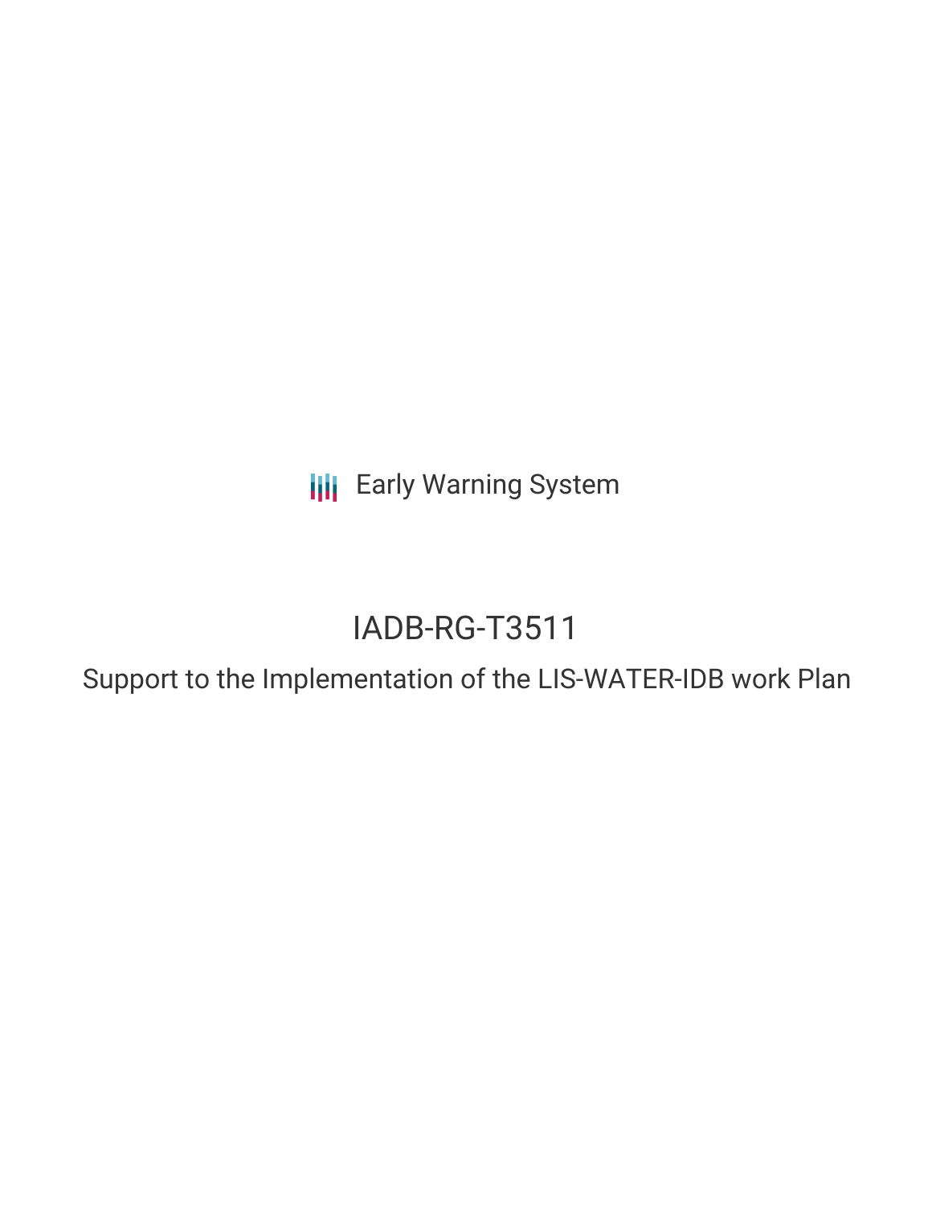Early Warning System

# IADB-RG-T3511

## Support to the Implementation of the LIS-WATER-IDB work Plan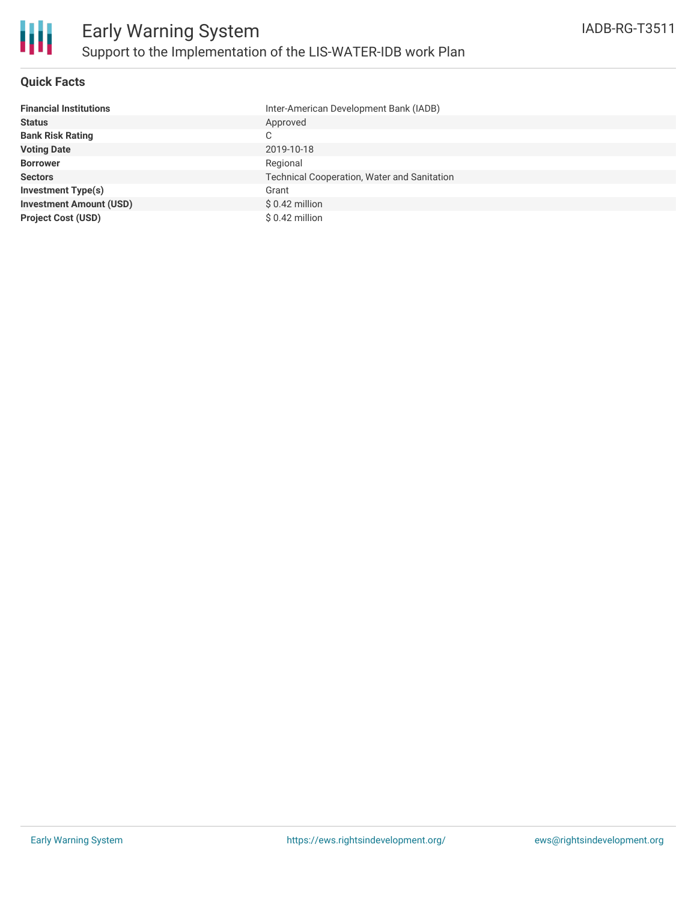# Early Warning System

## Support to the Implementation of the LIS-WATER-IDB work Plan

IADB-RG-T3511

### Quick Facts

| | |
|---|---|
| **Financial Institutions** | Inter-American Development Bank (IADB) |
| **Status** | Approved |
| **Bank Risk Rating** | C |
| **Voting Date** | 2019-10-18 |
| **Borrower** | Regional |
| **Sectors** | Technical Cooperation, Water and Sanitation |
| **Investment Type(s)** | Grant |
| **Investment Amount (USD)** | $ 0.42 million |
| **Project Cost (USD)** | $ 0.42 million |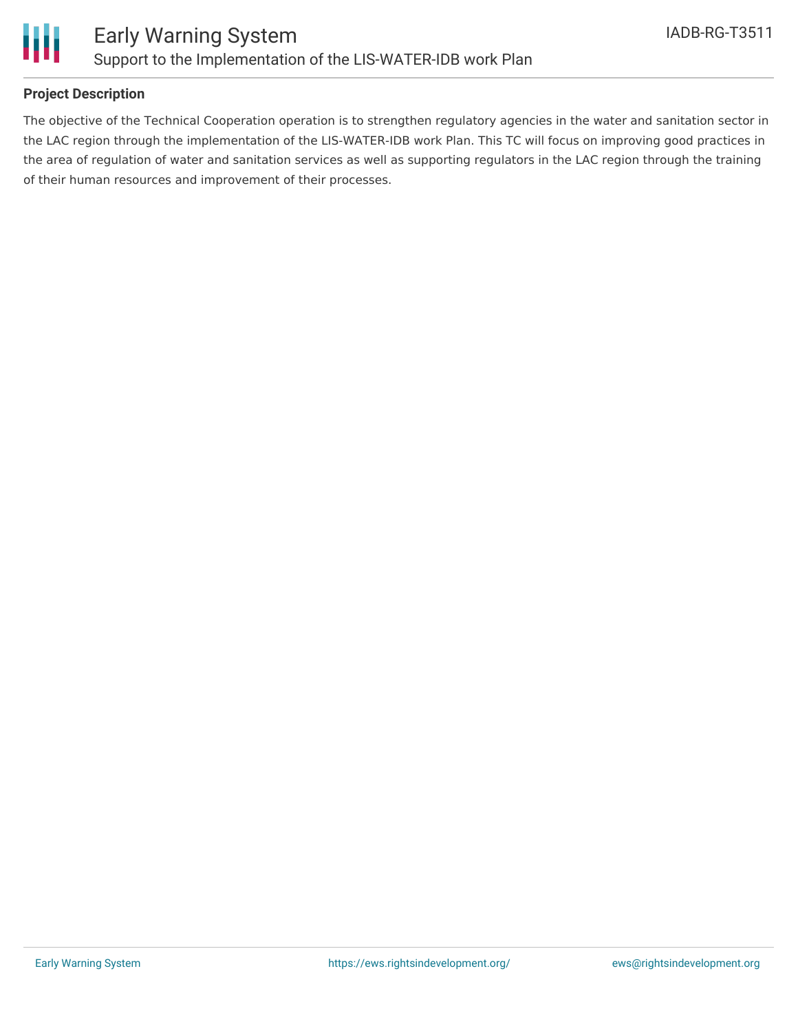## Project Description

The objective of the Technical Cooperation operation is to strengthen regulatory agencies in the water and sanitation sector in the LAC region through the implementation of the LIS-WATER-IDB work Plan. This TC will focus on improving good practices in the area of regulation of water and sanitation services as well as supporting regulators in the LAC region through the training of their human resources and improvement of their processes.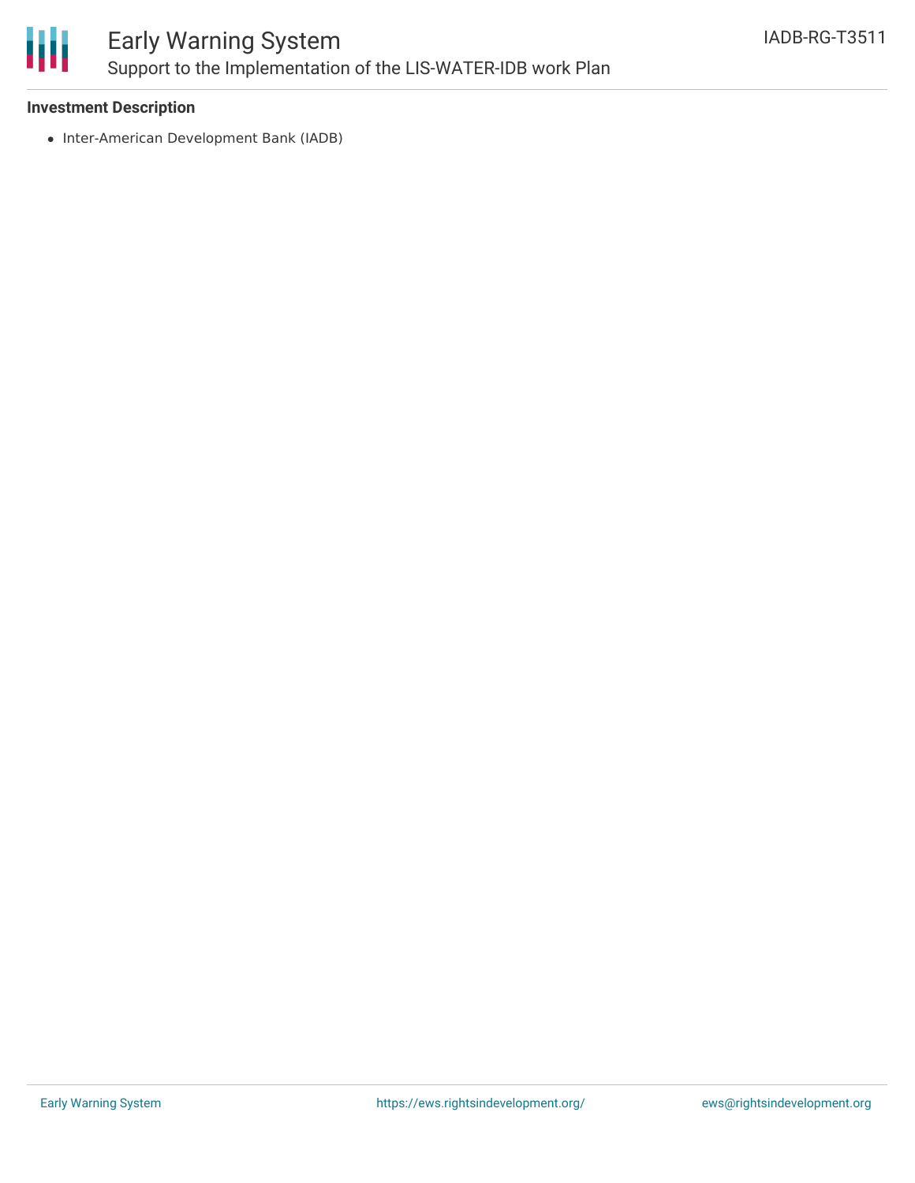**Investment Description**

- Inter-American Development Bank (IADB)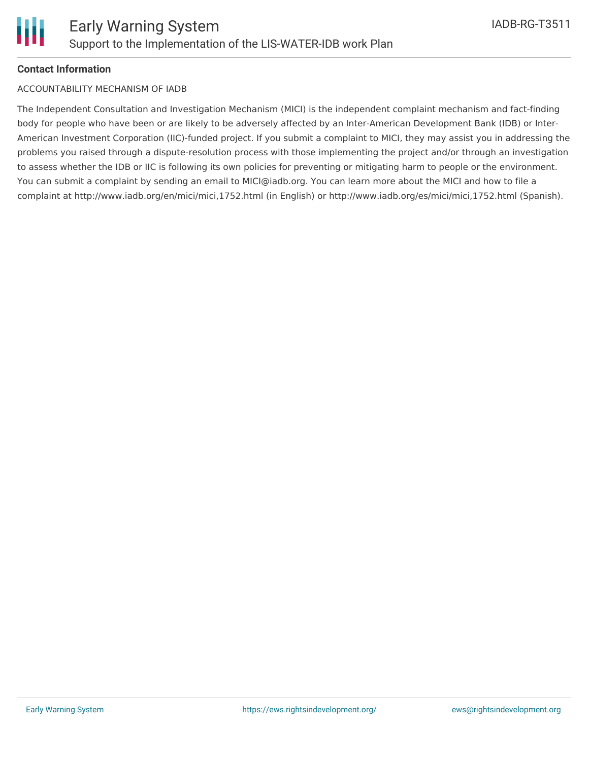**Contact Information**

ACCOUNTABILITY MECHANISM OF IADB

The Independent Consultation and Investigation Mechanism (MICI) is the independent complaint mechanism and fact-finding body for people who have been or are likely to be adversely affected by an Inter-American Development Bank (IDB) or Inter-American Investment Corporation (IIC)-funded project. If you submit a complaint to MICI, they may assist you in addressing the problems you raised through a dispute-resolution process with those implementing the project and/or through an investigation to assess whether the IDB or IIC is following its own policies for preventing or mitigating harm to people or the environment. You can submit a complaint by sending an email to MICI@iadb.org. You can learn more about the MICI and how to file a complaint at http://www.iadb.org/en/mici/mici,1752.html (in English) or http://www.iadb.org/es/mici/mici,1752.html (Spanish).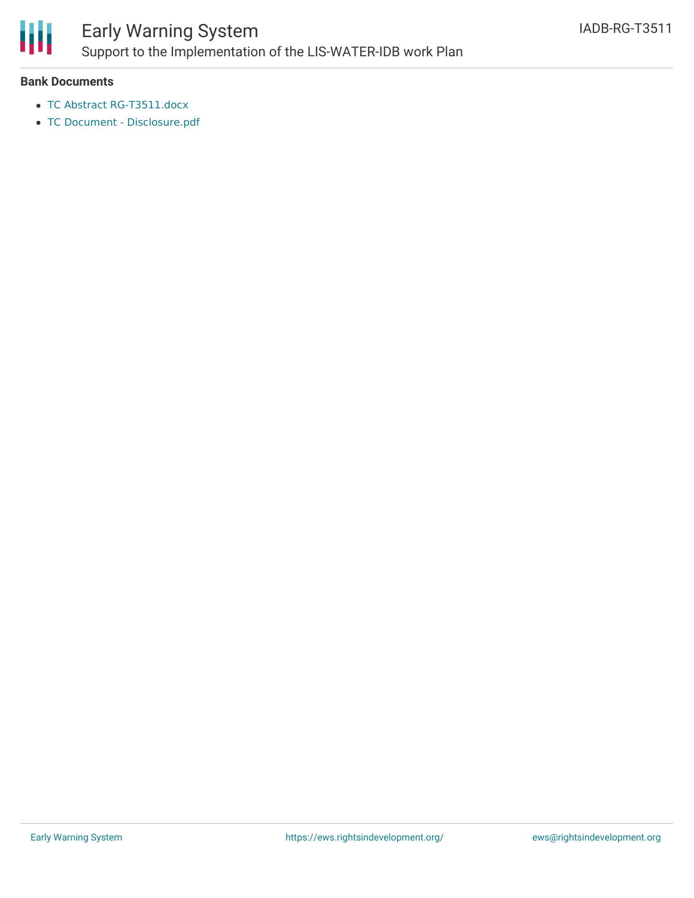**Bank Documents**

- TC Abstract RG-T3511.docx
- TC Document - Disclosure.pdf